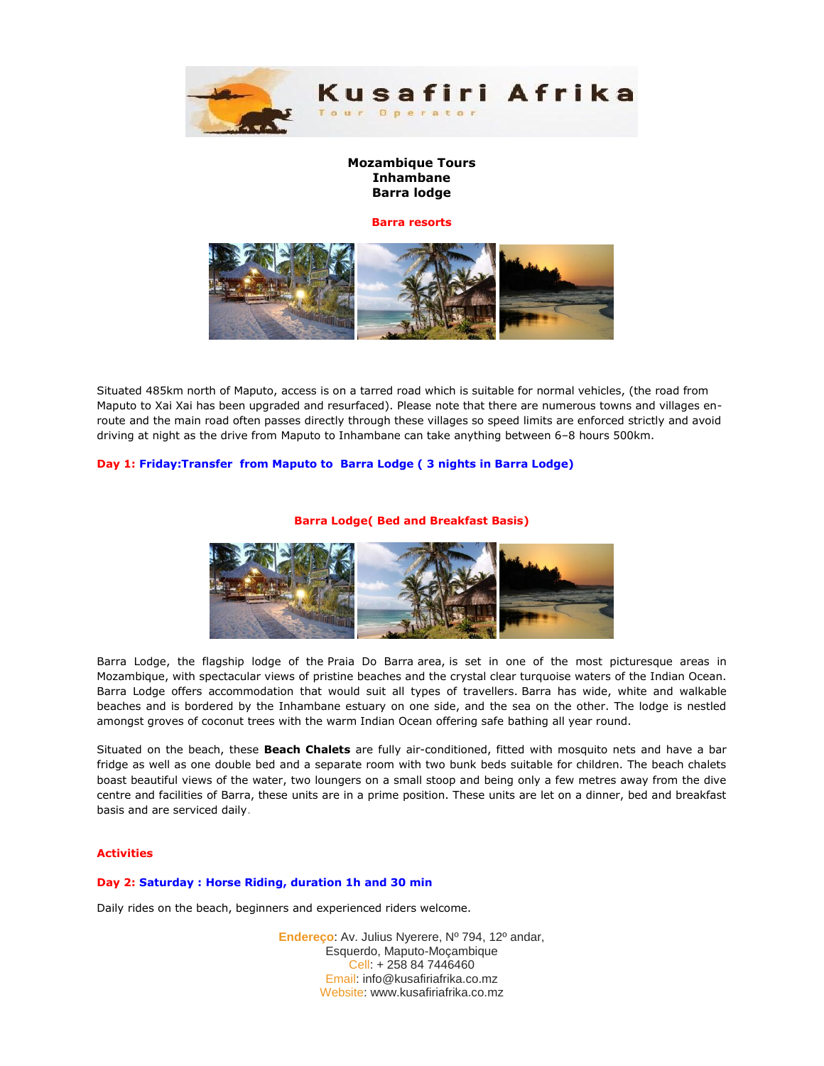# Kusafiri Afrika

Tour Operator

**Mozambique Tours**
**Inhambane**
**Barra lodge**

**Barra resorts**

Situated 485km north of Maputo, access is on a tarred road which is suitable for normal vehicles, (the road from Maputo to Xai Xai has been upgraded and resurfaced). Please note that there are numerous towns and villages en-route and the main road often passes directly through these villages so speed limits are enforced strictly and avoid driving at night as the drive from Maputo to Inhambane can take anything between 6–8 hours 500km.

**Day 1: Friday:Transfer from Maputo to Barra Lodge ( 3 nights in Barra Lodge)**

**Barra Lodge( Bed and Breakfast Basis)**

Barra Lodge, the flagship lodge of the Praia Do Barra area, is set in one of the most picturesque areas in Mozambique, with spectacular views of pristine beaches and the crystal clear turquoise waters of the Indian Ocean. Barra Lodge offers accommodation that would suit all types of travellers. Barra has wide, white and walkable beaches and is bordered by the Inhambane estuary on one side, and the sea on the other. The lodge is nestled amongst groves of coconut trees with the warm Indian Ocean offering safe bathing all year round.

Situated on the beach, these **Beach Chalets** are fully air-conditioned, fitted with mosquito nets and have a bar fridge as well as one double bed and a separate room with two bunk beds suitable for children. The beach chalets boast beautiful views of the water, two loungers on a small stoop and being only a few metres away from the dive centre and facilities of Barra, these units are in a prime position. These units are let on a dinner, bed and breakfast basis and are serviced daily.

**Activities**

**Day 2: Saturday : Horse Riding, duration 1h and 30 min**

Daily rides on the beach, beginners and experienced riders welcome.

Endereço: Av. Julius Nyerere, Nº 794, 12º andar,
Esquerdo, Maputo-Moçambique
Cell: + 258 84 7446460
Email: info@kusafiriafrika.co.mz
Website: www.kusafiriafrika.co.mz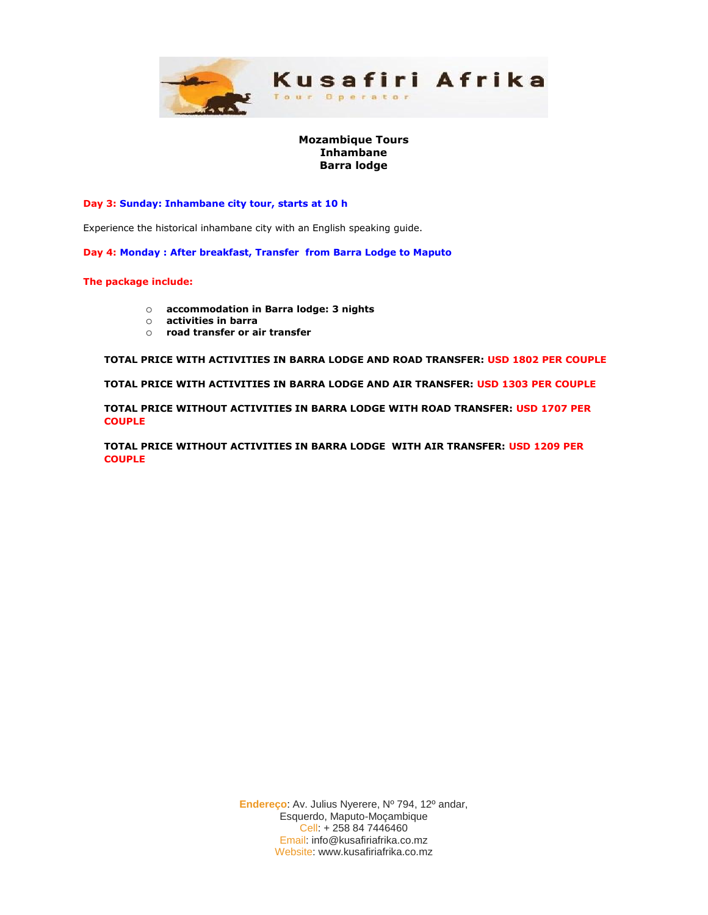**Mozambique Tours**
**Inhambane**
**Barra lodge**

**Day 3: Sunday: Inhambane city tour, starts at 10 h**

Experience the historical inhambane city with an English speaking guide.

**Day 4: Monday : After breakfast, Transfer from Barra Lodge to Maputo**

**The package include:**

- **accommodation in Barra lodge: 3 nights**
- **activities in barra**
- **road transfer or air transfer**

**TOTAL PRICE WITH ACTIVITIES IN BARRA LODGE AND ROAD TRANSFER: USD 1802 PER COUPLE**

**TOTAL PRICE WITH ACTIVITIES IN BARRA LODGE AND AIR TRANSFER: USD 1303 PER COUPLE**

**TOTAL PRICE WITHOUT ACTIVITIES IN BARRA LODGE WITH ROAD TRANSFER: USD 1707 PER COUPLE**

**TOTAL PRICE WITHOUT ACTIVITIES IN BARRA LODGE WITH AIR TRANSFER: USD 1209 PER COUPLE**

Endereço: Av. Julius Nyerere, Nº 794, 12º andar, Esquerdo, Maputo-Moçambique
Cell: + 258 84 7446460
Email: info@kusafiriafrika.co.mz
Website: www.kusafiriafrika.co.mz